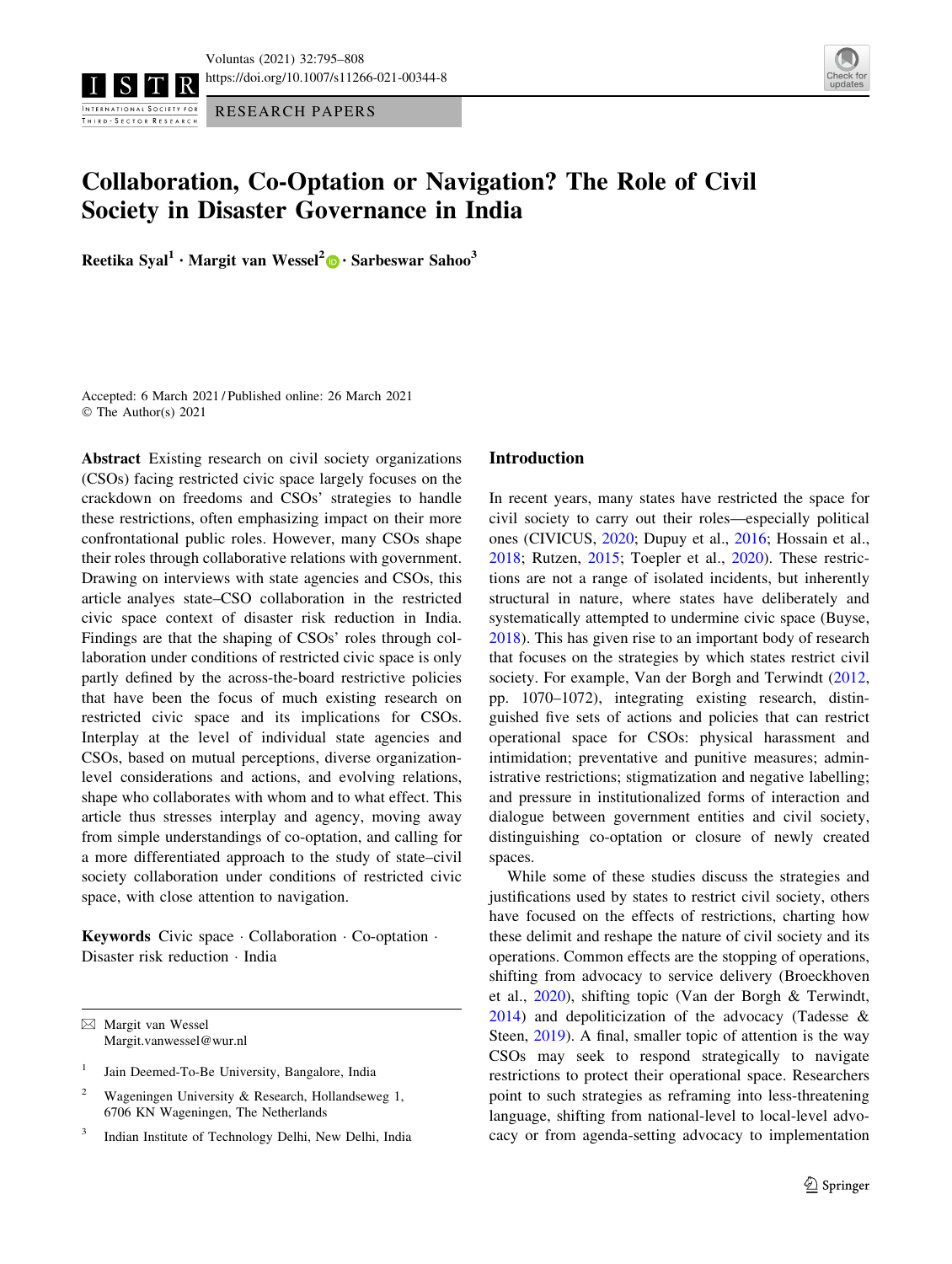RESEARCH PAPERS

# Collaboration, Co-Optation or Navigation? The Role of Civil Society in Disaster Governance in India

**Reetika Syal**[1] · **Margit van Wessel**[2] · **Sarbeswar Sahoo**[3]

Accepted: 6 March 2021 / Published online: 26 March 2021
© The Author(s) 2021

**Abstract** Existing research on civil society organizations (CSOs) facing restricted civic space largely focuses on the crackdown on freedoms and CSOs' strategies to handle these restrictions, often emphasizing impact on their more confrontational public roles. However, many CSOs shape their roles through collaborative relations with government. Drawing on interviews with state agencies and CSOs, this article analyses state–CSO collaboration in the restricted civic space context of disaster risk reduction in India. Findings are that the shaping of CSOs' roles through collaboration under conditions of restricted civic space is only partly defined by the across-the-board restrictive policies that have been the focus of much existing research on restricted civic space and its implications for CSOs. Interplay at the level of individual state agencies and CSOs, based on mutual perceptions, diverse organization-level considerations and actions, and evolving relations, shape who collaborates with whom and to what effect. This article thus stresses interplay and agency, moving away from simple understandings of co-optation, and calling for a more differentiated approach to the study of state–civil society collaboration under conditions of restricted civic space, with close attention to navigation.

**Keywords** Civic space · Collaboration · Co-optation · Disaster risk reduction · India

✉ Margit van Wessel
Margit.vanwessel@wur.nl

[1] Jain Deemed-To-Be University, Bangalore, India

[2] Wageningen University & Research, Hollandseweg 1, 6706 KN Wageningen, The Netherlands

[3] Indian Institute of Technology Delhi, New Delhi, India

## Introduction

In recent years, many states have restricted the space for civil society to carry out their roles—especially political ones (CIVICUS, 2020; Dupuy et al., 2016; Hossain et al., 2018; Rutzen, 2015; Toepler et al., 2020). These restrictions are not a range of isolated incidents, but inherently structural in nature, where states have deliberately and systematically attempted to undermine civic space (Buyse, 2018). This has given rise to an important body of research that focuses on the strategies by which states restrict civil society. For example, Van der Borgh and Terwindt (2012, pp. 1070–1072), integrating existing research, distinguished five sets of actions and policies that can restrict operational space for CSOs: physical harassment and intimidation; preventative and punitive measures; administrative restrictions; stigmatization and negative labelling; and pressure in institutionalized forms of interaction and dialogue between government entities and civil society, distinguishing co-optation or closure of newly created spaces.

While some of these studies discuss the strategies and justifications used by states to restrict civil society, others have focused on the effects of restrictions, charting how these delimit and reshape the nature of civil society and its operations. Common effects are the stopping of operations, shifting from advocacy to service delivery (Broeckhoven et al., 2020), shifting topic (Van der Borgh & Terwindt, 2014) and depoliticization of the advocacy (Tadesse & Steen, 2019). A final, smaller topic of attention is the way CSOs may seek to respond strategically to navigate restrictions to protect their operational space. Researchers point to such strategies as reframing into less-threatening language, shifting from national-level to local-level advocacy or from agenda-setting advocacy to implementation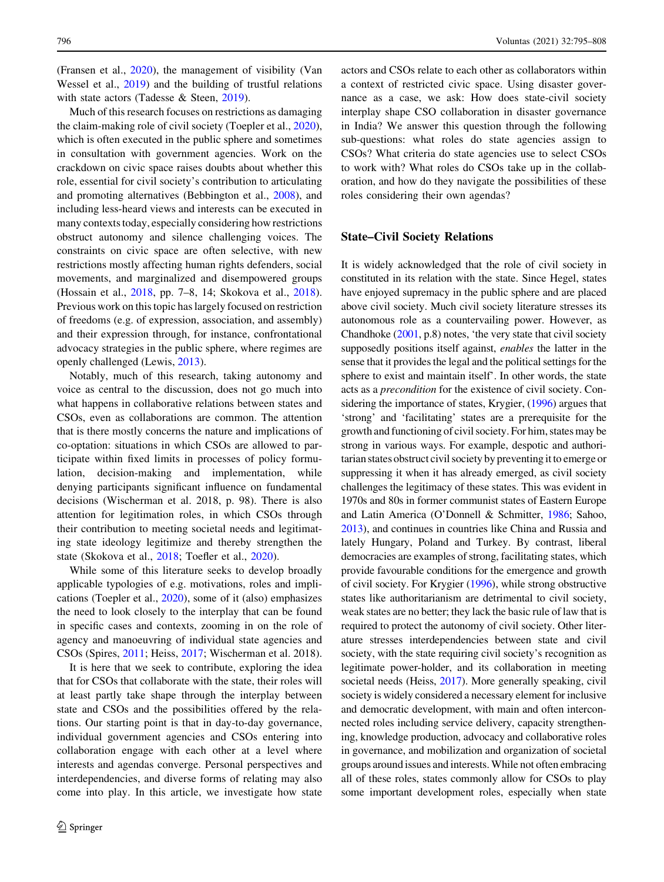(Fransen et al., 2020), the management of visibility (Van Wessel et al., 2019) and the building of trustful relations with state actors (Tadesse & Steen, 2019).

Much of this research focuses on restrictions as damaging the claim-making role of civil society (Toepler et al., 2020), which is often executed in the public sphere and sometimes in consultation with government agencies. Work on the crackdown on civic space raises doubts about whether this role, essential for civil society's contribution to articulating and promoting alternatives (Bebbington et al., 2008), and including less-heard views and interests can be executed in many contexts today, especially considering how restrictions obstruct autonomy and silence challenging voices. The constraints on civic space are often selective, with new restrictions mostly affecting human rights defenders, social movements, and marginalized and disempowered groups (Hossain et al., 2018, pp. 7–8, 14; Skokova et al., 2018). Previous work on this topic has largely focused on restriction of freedoms (e.g. of expression, association, and assembly) and their expression through, for instance, confrontational advocacy strategies in the public sphere, where regimes are openly challenged (Lewis, 2013).

Notably, much of this research, taking autonomy and voice as central to the discussion, does not go much into what happens in collaborative relations between states and CSOs, even as collaborations are common. The attention that is there mostly concerns the nature and implications of co-optation: situations in which CSOs are allowed to participate within fixed limits in processes of policy formulation, decision-making and implementation, while denying participants significant influence on fundamental decisions (Wischerman et al. 2018, p. 98). There is also attention for legitimation roles, in which CSOs through their contribution to meeting societal needs and legitimating state ideology legitimize and thereby strengthen the state (Skokova et al., 2018; Toefler et al., 2020).

While some of this literature seeks to develop broadly applicable typologies of e.g. motivations, roles and implications (Toepler et al., 2020), some of it (also) emphasizes the need to look closely to the interplay that can be found in specific cases and contexts, zooming in on the role of agency and manoeuvring of individual state agencies and CSOs (Spires, 2011; Heiss, 2017; Wischerman et al. 2018).

It is here that we seek to contribute, exploring the idea that for CSOs that collaborate with the state, their roles will at least partly take shape through the interplay between state and CSOs and the possibilities offered by the relations. Our starting point is that in day-to-day governance, individual government agencies and CSOs entering into collaboration engage with each other at a level where interests and agendas converge. Personal perspectives and interdependencies, and diverse forms of relating may also come into play. In this article, we investigate how state actors and CSOs relate to each other as collaborators within a context of restricted civic space. Using disaster governance as a case, we ask: How does state-civil society interplay shape CSO collaboration in disaster governance in India? We answer this question through the following sub-questions: what roles do state agencies assign to CSOs? What criteria do state agencies use to select CSOs to work with? What roles do CSOs take up in the collaboration, and how do they navigate the possibilities of these roles considering their own agendas?

## State–Civil Society Relations

It is widely acknowledged that the role of civil society in constituted in its relation with the state. Since Hegel, states have enjoyed supremacy in the public sphere and are placed above civil society. Much civil society literature stresses its autonomous role as a countervailing power. However, as Chandhoke (2001, p.8) notes, 'the very state that civil society supposedly positions itself against, *enables* the latter in the sense that it provides the legal and the political settings for the sphere to exist and maintain itself'. In other words, the state acts as a *precondition* for the existence of civil society. Considering the importance of states, Krygier, (1996) argues that 'strong' and 'facilitating' states are a prerequisite for the growth and functioning of civil society. For him, states may be strong in various ways. For example, despotic and authoritarian states obstruct civil society by preventing it to emerge or suppressing it when it has already emerged, as civil society challenges the legitimacy of these states. This was evident in 1970s and 80s in former communist states of Eastern Europe and Latin America (O'Donnell & Schmitter, 1986; Sahoo, 2013), and continues in countries like China and Russia and lately Hungary, Poland and Turkey. By contrast, liberal democracies are examples of strong, facilitating states, which provide favourable conditions for the emergence and growth of civil society. For Krygier (1996), while strong obstructive states like authoritarianism are detrimental to civil society, weak states are no better; they lack the basic rule of law that is required to protect the autonomy of civil society. Other literature stresses interdependencies between state and civil society, with the state requiring civil society's recognition as legitimate power-holder, and its collaboration in meeting societal needs (Heiss, 2017). More generally speaking, civil society is widely considered a necessary element for inclusive and democratic development, with main and often interconnected roles including service delivery, capacity strengthening, knowledge production, advocacy and collaborative roles in governance, and mobilization and organization of societal groups around issues and interests. While not often embracing all of these roles, states commonly allow for CSOs to play some important development roles, especially when state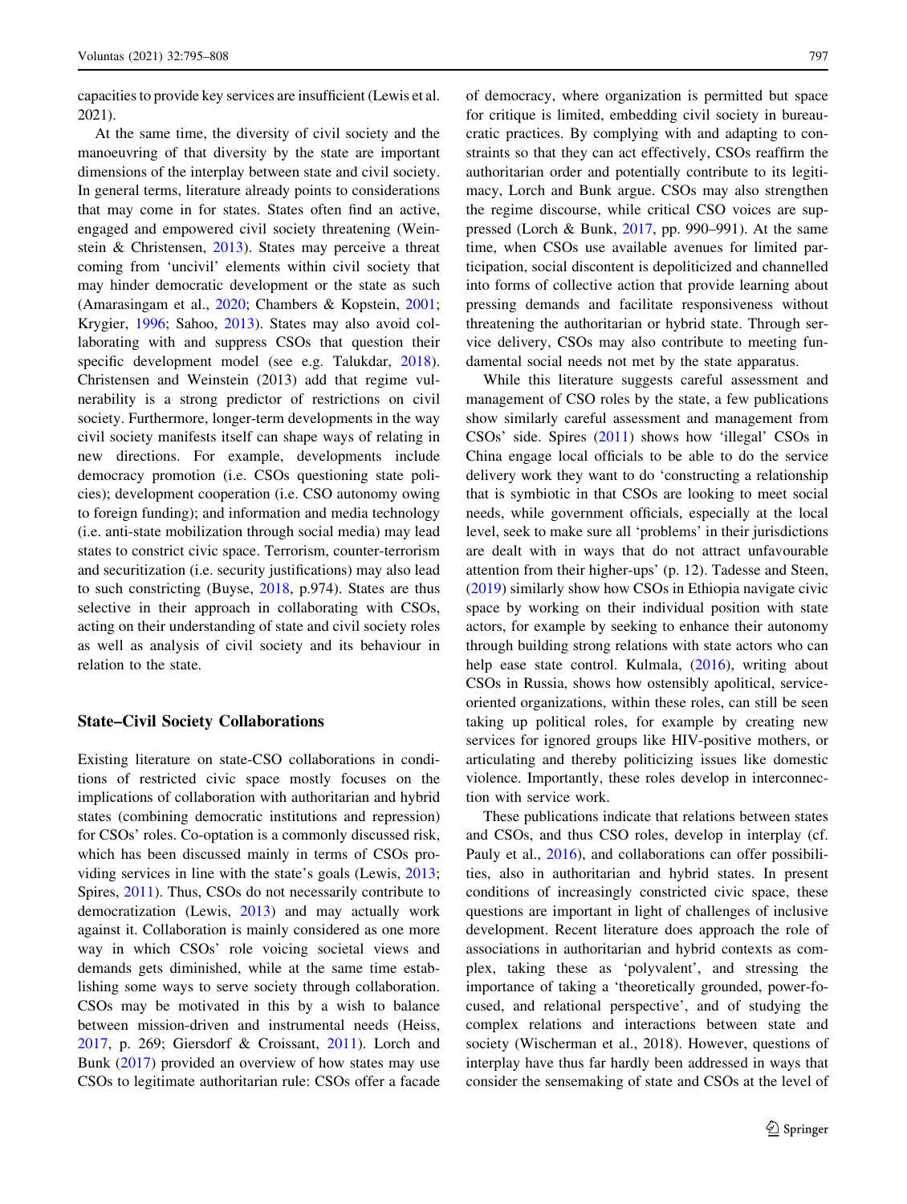capacities to provide key services are insufficient (Lewis et al. 2021).

At the same time, the diversity of civil society and the manoeuvring of that diversity by the state are important dimensions of the interplay between state and civil society. In general terms, literature already points to considerations that may come in for states. States often find an active, engaged and empowered civil society threatening (Weinstein & Christensen, 2013). States may perceive a threat coming from 'uncivil' elements within civil society that may hinder democratic development or the state as such (Amarasingam et al., 2020; Chambers & Kopstein, 2001; Krygier, 1996; Sahoo, 2013). States may also avoid collaborating with and suppress CSOs that question their specific development model (see e.g. Talukdar, 2018). Christensen and Weinstein (2013) add that regime vulnerability is a strong predictor of restrictions on civil society. Furthermore, longer-term developments in the way civil society manifests itself can shape ways of relating in new directions. For example, developments include democracy promotion (i.e. CSOs questioning state policies); development cooperation (i.e. CSO autonomy owing to foreign funding); and information and media technology (i.e. anti-state mobilization through social media) may lead states to constrict civic space. Terrorism, counter-terrorism and securitization (i.e. security justifications) may also lead to such constricting (Buyse, 2018, p.974). States are thus selective in their approach in collaborating with CSOs, acting on their understanding of state and civil society roles as well as analysis of civil society and its behaviour in relation to the state.

## State–Civil Society Collaborations

Existing literature on state-CSO collaborations in conditions of restricted civic space mostly focuses on the implications of collaboration with authoritarian and hybrid states (combining democratic institutions and repression) for CSOs' roles. Co-optation is a commonly discussed risk, which has been discussed mainly in terms of CSOs providing services in line with the state's goals (Lewis, 2013; Spires, 2011). Thus, CSOs do not necessarily contribute to democratization (Lewis, 2013) and may actually work against it. Collaboration is mainly considered as one more way in which CSOs' role voicing societal views and demands gets diminished, while at the same time establishing some ways to serve society through collaboration. CSOs may be motivated in this by a wish to balance between mission-driven and instrumental needs (Heiss, 2017, p. 269; Giersdorf & Croissant, 2011). Lorch and Bunk (2017) provided an overview of how states may use CSOs to legitimate authoritarian rule: CSOs offer a facade of democracy, where organization is permitted but space for critique is limited, embedding civil society in bureaucratic practices. By complying with and adapting to constraints so that they can act effectively, CSOs reaffirm the authoritarian order and potentially contribute to its legitimacy, Lorch and Bunk argue. CSOs may also strengthen the regime discourse, while critical CSO voices are suppressed (Lorch & Bunk, 2017, pp. 990–991). At the same time, when CSOs use available avenues for limited participation, social discontent is depoliticized and channelled into forms of collective action that provide learning about pressing demands and facilitate responsiveness without threatening the authoritarian or hybrid state. Through service delivery, CSOs may also contribute to meeting fundamental social needs not met by the state apparatus.

While this literature suggests careful assessment and management of CSO roles by the state, a few publications show similarly careful assessment and management from CSOs' side. Spires (2011) shows how 'illegal' CSOs in China engage local officials to be able to do the service delivery work they want to do 'constructing a relationship that is symbiotic in that CSOs are looking to meet social needs, while government officials, especially at the local level, seek to make sure all 'problems' in their jurisdictions are dealt with in ways that do not attract unfavourable attention from their higher-ups' (p. 12). Tadesse and Steen, (2019) similarly show how CSOs in Ethiopia navigate civic space by working on their individual position with state actors, for example by seeking to enhance their autonomy through building strong relations with state actors who can help ease state control. Kulmala, (2016), writing about CSOs in Russia, shows how ostensibly apolitical, service-oriented organizations, within these roles, can still be seen taking up political roles, for example by creating new services for ignored groups like HIV-positive mothers, or articulating and thereby politicizing issues like domestic violence. Importantly, these roles develop in interconnection with service work.

These publications indicate that relations between states and CSOs, and thus CSO roles, develop in interplay (cf. Pauly et al., 2016), and collaborations can offer possibilities, also in authoritarian and hybrid states. In present conditions of increasingly constricted civic space, these questions are important in light of challenges of inclusive development. Recent literature does approach the role of associations in authoritarian and hybrid contexts as complex, taking these as 'polyvalent', and stressing the importance of taking a 'theoretically grounded, power-focused, and relational perspective', and of studying the complex relations and interactions between state and society (Wischerman et al., 2018). However, questions of interplay have thus far hardly been addressed in ways that consider the sensemaking of state and CSOs at the level of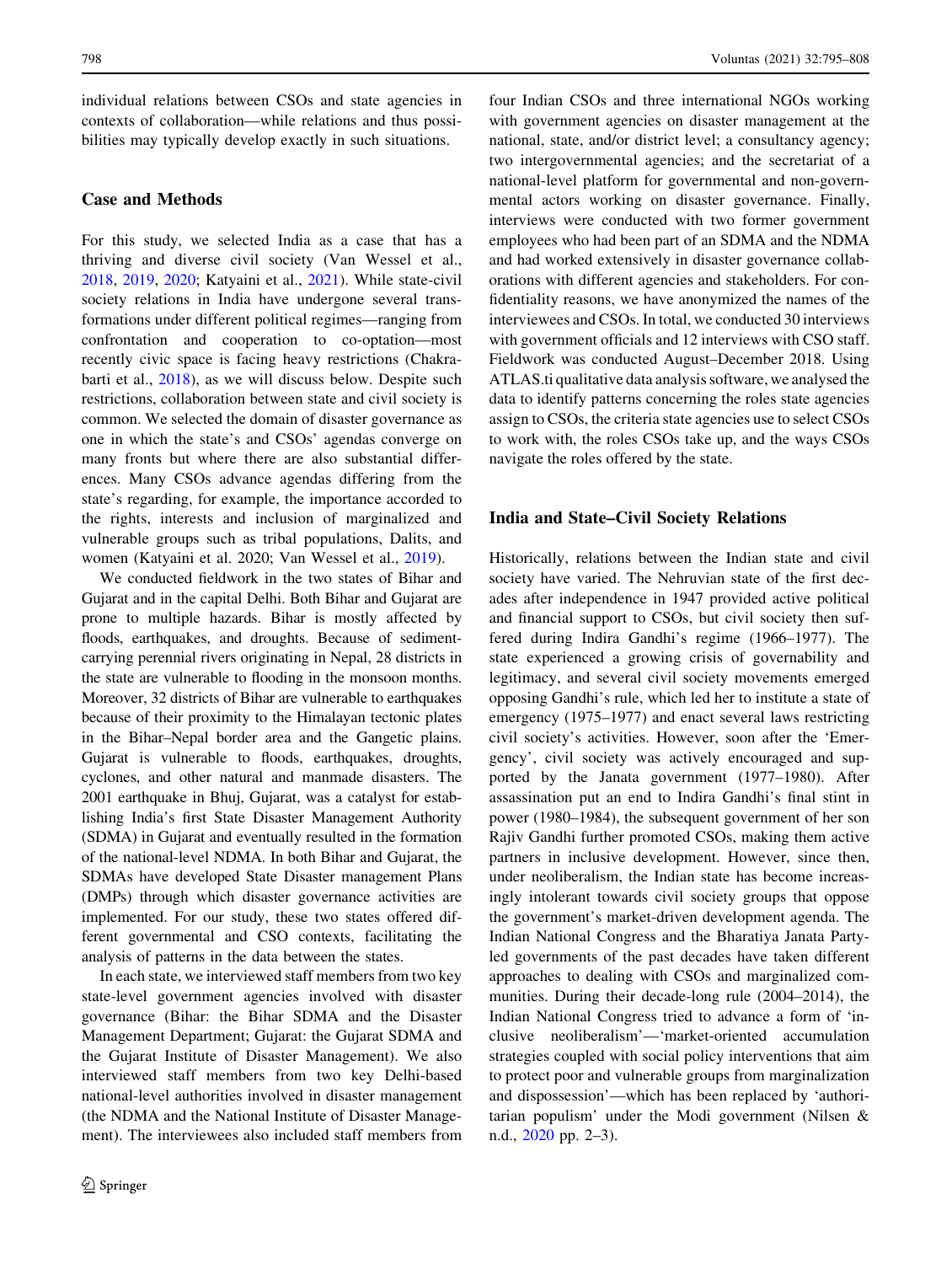individual relations between CSOs and state agencies in contexts of collaboration—while relations and thus possibilities may typically develop exactly in such situations.

## Case and Methods

For this study, we selected India as a case that has a thriving and diverse civil society (Van Wessel et al., 2018, 2019, 2020; Katyaini et al., 2021). While state-civil society relations in India have undergone several transformations under different political regimes—ranging from confrontation and cooperation to co-optation—most recently civic space is facing heavy restrictions (Chakrabarti et al., 2018), as we will discuss below. Despite such restrictions, collaboration between state and civil society is common. We selected the domain of disaster governance as one in which the state's and CSOs' agendas converge on many fronts but where there are also substantial differences. Many CSOs advance agendas differing from the state's regarding, for example, the importance accorded to the rights, interests and inclusion of marginalized and vulnerable groups such as tribal populations, Dalits, and women (Katyaini et al. 2020; Van Wessel et al., 2019).

We conducted fieldwork in the two states of Bihar and Gujarat and in the capital Delhi. Both Bihar and Gujarat are prone to multiple hazards. Bihar is mostly affected by floods, earthquakes, and droughts. Because of sediment-carrying perennial rivers originating in Nepal, 28 districts in the state are vulnerable to flooding in the monsoon months. Moreover, 32 districts of Bihar are vulnerable to earthquakes because of their proximity to the Himalayan tectonic plates in the Bihar–Nepal border area and the Gangetic plains. Gujarat is vulnerable to floods, earthquakes, droughts, cyclones, and other natural and manmade disasters. The 2001 earthquake in Bhuj, Gujarat, was a catalyst for establishing India's first State Disaster Management Authority (SDMA) in Gujarat and eventually resulted in the formation of the national-level NDMA. In both Bihar and Gujarat, the SDMAs have developed State Disaster management Plans (DMPs) through which disaster governance activities are implemented. For our study, these two states offered different governmental and CSO contexts, facilitating the analysis of patterns in the data between the states.

In each state, we interviewed staff members from two key state-level government agencies involved with disaster governance (Bihar: the Bihar SDMA and the Disaster Management Department; Gujarat: the Gujarat SDMA and the Gujarat Institute of Disaster Management). We also interviewed staff members from two key Delhi-based national-level authorities involved in disaster management (the NDMA and the National Institute of Disaster Management). The interviewees also included staff members from four Indian CSOs and three international NGOs working with government agencies on disaster management at the national, state, and/or district level; a consultancy agency; two intergovernmental agencies; and the secretariat of a national-level platform for governmental and non-governmental actors working on disaster governance. Finally, interviews were conducted with two former government employees who had been part of an SDMA and the NDMA and had worked extensively in disaster governance collaborations with different agencies and stakeholders. For confidentiality reasons, we have anonymized the names of the interviewees and CSOs. In total, we conducted 30 interviews with government officials and 12 interviews with CSO staff. Fieldwork was conducted August–December 2018. Using ATLAS.ti qualitative data analysis software, we analysed the data to identify patterns concerning the roles state agencies assign to CSOs, the criteria state agencies use to select CSOs to work with, the roles CSOs take up, and the ways CSOs navigate the roles offered by the state.

## India and State–Civil Society Relations

Historically, relations between the Indian state and civil society have varied. The Nehruvian state of the first decades after independence in 1947 provided active political and financial support to CSOs, but civil society then suffered during Indira Gandhi's regime (1966–1977). The state experienced a growing crisis of governability and legitimacy, and several civil society movements emerged opposing Gandhi's rule, which led her to institute a state of emergency (1975–1977) and enact several laws restricting civil society's activities. However, soon after the 'Emergency', civil society was actively encouraged and supported by the Janata government (1977–1980). After assassination put an end to Indira Gandhi's final stint in power (1980–1984), the subsequent government of her son Rajiv Gandhi further promoted CSOs, making them active partners in inclusive development. However, since then, under neoliberalism, the Indian state has become increasingly intolerant towards civil society groups that oppose the government's market-driven development agenda. The Indian National Congress and the Bharatiya Janata Party-led governments of the past decades have taken different approaches to dealing with CSOs and marginalized communities. During their decade-long rule (2004–2014), the Indian National Congress tried to advance a form of 'inclusive neoliberalism'—'market-oriented accumulation strategies coupled with social policy interventions that aim to protect poor and vulnerable groups from marginalization and dispossession'—which has been replaced by 'authoritarian populism' under the Modi government (Nilsen & n.d., 2020 pp. 2–3).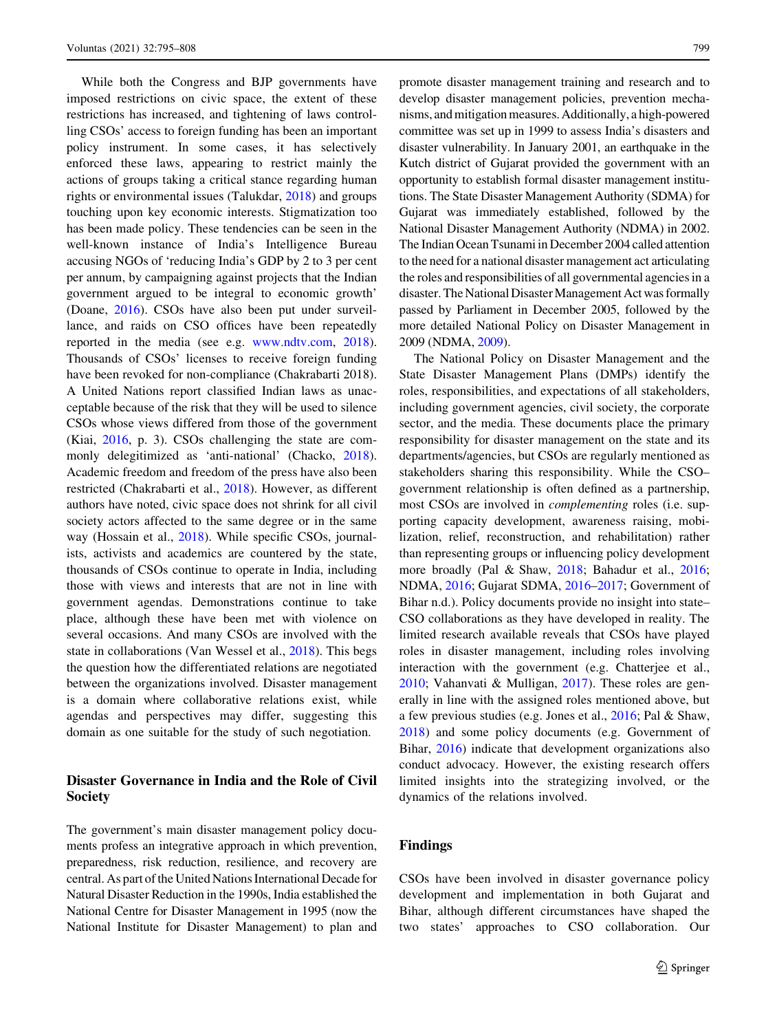While both the Congress and BJP governments have imposed restrictions on civic space, the extent of these restrictions has increased, and tightening of laws controlling CSOs' access to foreign funding has been an important policy instrument. In some cases, it has selectively enforced these laws, appearing to restrict mainly the actions of groups taking a critical stance regarding human rights or environmental issues (Talukdar, 2018) and groups touching upon key economic interests. Stigmatization too has been made policy. These tendencies can be seen in the well-known instance of India's Intelligence Bureau accusing NGOs of 'reducing India's GDP by 2 to 3 per cent per annum, by campaigning against projects that the Indian government argued to be integral to economic growth' (Doane, 2016). CSOs have also been put under surveillance, and raids on CSO offices have been repeatedly reported in the media (see e.g. www.ndtv.com, 2018). Thousands of CSOs' licenses to receive foreign funding have been revoked for non-compliance (Chakrabarti 2018). A United Nations report classified Indian laws as unacceptable because of the risk that they will be used to silence CSOs whose views differed from those of the government (Kiai, 2016, p. 3). CSOs challenging the state are commonly delegitimized as 'anti-national' (Chacko, 2018). Academic freedom and freedom of the press have also been restricted (Chakrabarti et al., 2018). However, as different authors have noted, civic space does not shrink for all civil society actors affected to the same degree or in the same way (Hossain et al., 2018). While specific CSOs, journalists, activists and academics are countered by the state, thousands of CSOs continue to operate in India, including those with views and interests that are not in line with government agendas. Demonstrations continue to take place, although these have been met with violence on several occasions. And many CSOs are involved with the state in collaborations (Van Wessel et al., 2018). This begs the question how the differentiated relations are negotiated between the organizations involved. Disaster management is a domain where collaborative relations exist, while agendas and perspectives may differ, suggesting this domain as one suitable for the study of such negotiation.

## Disaster Governance in India and the Role of Civil Society

The government's main disaster management policy documents profess an integrative approach in which prevention, preparedness, risk reduction, resilience, and recovery are central. As part of the United Nations International Decade for Natural Disaster Reduction in the 1990s, India established the National Centre for Disaster Management in 1995 (now the National Institute for Disaster Management) to plan and promote disaster management training and research and to develop disaster management policies, prevention mechanisms, and mitigation measures. Additionally, a high-powered committee was set up in 1999 to assess India's disasters and disaster vulnerability. In January 2001, an earthquake in the Kutch district of Gujarat provided the government with an opportunity to establish formal disaster management institutions. The State Disaster Management Authority (SDMA) for Gujarat was immediately established, followed by the National Disaster Management Authority (NDMA) in 2002. The Indian Ocean Tsunami in December 2004 called attention to the need for a national disaster management act articulating the roles and responsibilities of all governmental agencies in a disaster. The National Disaster Management Act was formally passed by Parliament in December 2005, followed by the more detailed National Policy on Disaster Management in 2009 (NDMA, 2009).

The National Policy on Disaster Management and the State Disaster Management Plans (DMPs) identify the roles, responsibilities, and expectations of all stakeholders, including government agencies, civil society, the corporate sector, and the media. These documents place the primary responsibility for disaster management on the state and its departments/agencies, but CSOs are regularly mentioned as stakeholders sharing this responsibility. While the CSO–government relationship is often defined as a partnership, most CSOs are involved in *complementing* roles (i.e. supporting capacity development, awareness raising, mobilization, relief, reconstruction, and rehabilitation) rather than representing groups or influencing policy development more broadly (Pal & Shaw, 2018; Bahadur et al., 2016; NDMA, 2016; Gujarat SDMA, 2016–2017; Government of Bihar n.d.). Policy documents provide no insight into state–CSO collaborations as they have developed in reality. The limited research available reveals that CSOs have played roles in disaster management, including roles involving interaction with the government (e.g. Chatterjee et al., 2010; Vahanvati & Mulligan, 2017). These roles are generally in line with the assigned roles mentioned above, but a few previous studies (e.g. Jones et al., 2016; Pal & Shaw, 2018) and some policy documents (e.g. Government of Bihar, 2016) indicate that development organizations also conduct advocacy. However, the existing research offers limited insights into the strategizing involved, or the dynamics of the relations involved.

## Findings

CSOs have been involved in disaster governance policy development and implementation in both Gujarat and Bihar, although different circumstances have shaped the two states' approaches to CSO collaboration. Our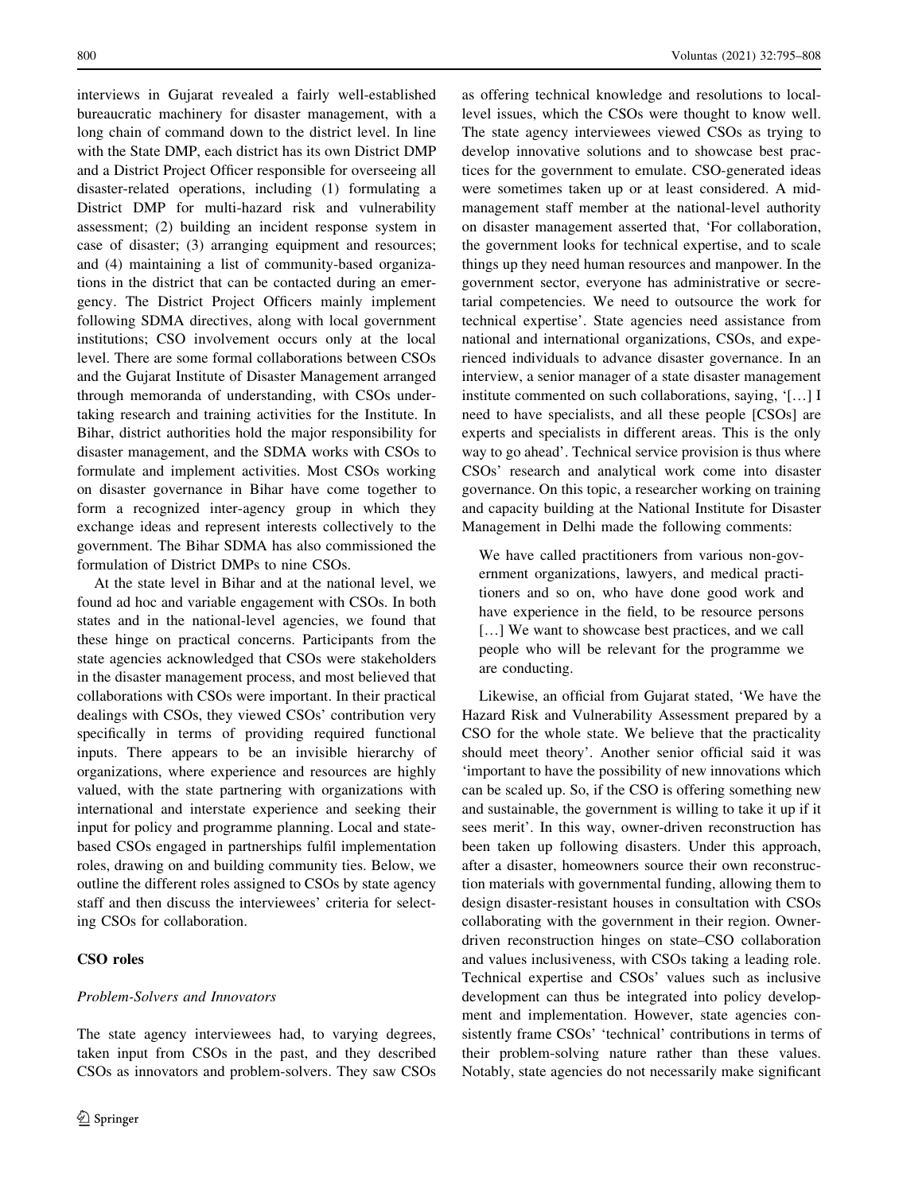interviews in Gujarat revealed a fairly well-established bureaucratic machinery for disaster management, with a long chain of command down to the district level. In line with the State DMP, each district has its own District DMP and a District Project Officer responsible for overseeing all disaster-related operations, including (1) formulating a District DMP for multi-hazard risk and vulnerability assessment; (2) building an incident response system in case of disaster; (3) arranging equipment and resources; and (4) maintaining a list of community-based organizations in the district that can be contacted during an emergency. The District Project Officers mainly implement following SDMA directives, along with local government institutions; CSO involvement occurs only at the local level. There are some formal collaborations between CSOs and the Gujarat Institute of Disaster Management arranged through memoranda of understanding, with CSOs undertaking research and training activities for the Institute. In Bihar, district authorities hold the major responsibility for disaster management, and the SDMA works with CSOs to formulate and implement activities. Most CSOs working on disaster governance in Bihar have come together to form a recognized inter-agency group in which they exchange ideas and represent interests collectively to the government. The Bihar SDMA has also commissioned the formulation of District DMPs to nine CSOs.

At the state level in Bihar and at the national level, we found ad hoc and variable engagement with CSOs. In both states and in the national-level agencies, we found that these hinge on practical concerns. Participants from the state agencies acknowledged that CSOs were stakeholders in the disaster management process, and most believed that collaborations with CSOs were important. In their practical dealings with CSOs, they viewed CSOs' contribution very specifically in terms of providing required functional inputs. There appears to be an invisible hierarchy of organizations, where experience and resources are highly valued, with the state partnering with organizations with international and interstate experience and seeking their input for policy and programme planning. Local and state-based CSOs engaged in partnerships fulfil implementation roles, drawing on and building community ties. Below, we outline the different roles assigned to CSOs by state agency staff and then discuss the interviewees' criteria for selecting CSOs for collaboration.

## CSO roles

### *Problem-Solvers and Innovators*

The state agency interviewees had, to varying degrees, taken input from CSOs in the past, and they described CSOs as innovators and problem-solvers. They saw CSOs as offering technical knowledge and resolutions to local-level issues, which the CSOs were thought to know well. The state agency interviewees viewed CSOs as trying to develop innovative solutions and to showcase best practices for the government to emulate. CSO-generated ideas were sometimes taken up or at least considered. A mid-management staff member at the national-level authority on disaster management asserted that, 'For collaboration, the government looks for technical expertise, and to scale things up they need human resources and manpower. In the government sector, everyone has administrative or secretarial competencies. We need to outsource the work for technical expertise'. State agencies need assistance from national and international organizations, CSOs, and experienced individuals to advance disaster governance. In an interview, a senior manager of a state disaster management institute commented on such collaborations, saying, '[…] I need to have specialists, and all these people [CSOs] are experts and specialists in different areas. This is the only way to go ahead'. Technical service provision is thus where CSOs' research and analytical work come into disaster governance. On this topic, a researcher working on training and capacity building at the National Institute for Disaster Management in Delhi made the following comments:

> We have called practitioners from various non-government organizations, lawyers, and medical practitioners and so on, who have done good work and have experience in the field, to be resource persons […] We want to showcase best practices, and we call people who will be relevant for the programme we are conducting.

Likewise, an official from Gujarat stated, 'We have the Hazard Risk and Vulnerability Assessment prepared by a CSO for the whole state. We believe that the practicality should meet theory'. Another senior official said it was 'important to have the possibility of new innovations which can be scaled up. So, if the CSO is offering something new and sustainable, the government is willing to take it up if it sees merit'. In this way, owner-driven reconstruction has been taken up following disasters. Under this approach, after a disaster, homeowners source their own reconstruction materials with governmental funding, allowing them to design disaster-resistant houses in consultation with CSOs collaborating with the government in their region. Owner-driven reconstruction hinges on state–CSO collaboration and values inclusiveness, with CSOs taking a leading role. Technical expertise and CSOs' values such as inclusive development can thus be integrated into policy development and implementation. However, state agencies consistently frame CSOs' 'technical' contributions in terms of their problem-solving nature rather than these values. Notably, state agencies do not necessarily make significant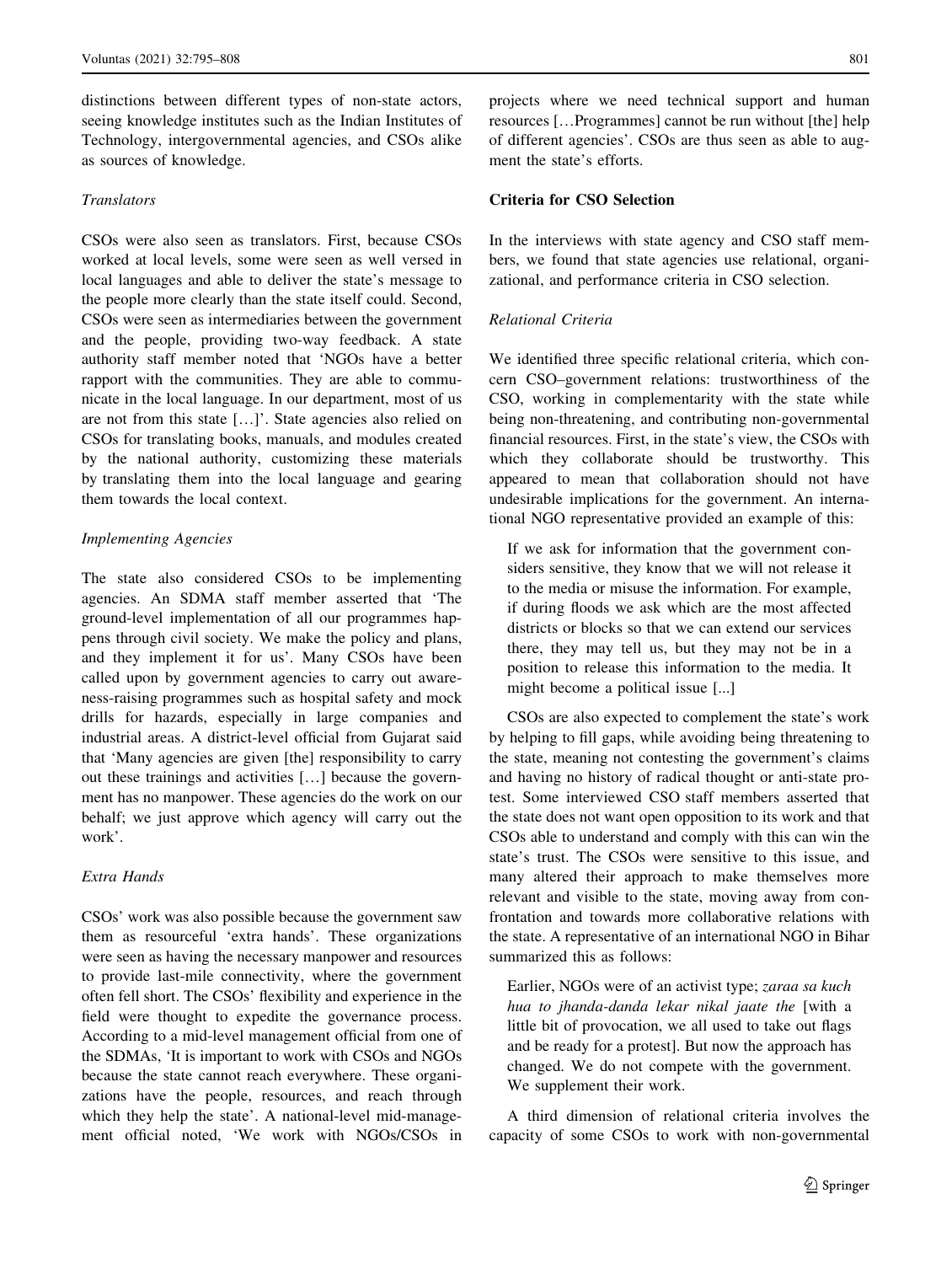distinctions between different types of non-state actors, seeing knowledge institutes such as the Indian Institutes of Technology, intergovernmental agencies, and CSOs alike as sources of knowledge.

#### *Translators*

CSOs were also seen as translators. First, because CSOs worked at local levels, some were seen as well versed in local languages and able to deliver the state's message to the people more clearly than the state itself could. Second, CSOs were seen as intermediaries between the government and the people, providing two-way feedback. A state authority staff member noted that 'NGOs have a better rapport with the communities. They are able to communicate in the local language. In our department, most of us are not from this state […]'. State agencies also relied on CSOs for translating books, manuals, and modules created by the national authority, customizing these materials by translating them into the local language and gearing them towards the local context.

#### *Implementing Agencies*

The state also considered CSOs to be implementing agencies. An SDMA staff member asserted that 'The ground-level implementation of all our programmes happens through civil society. We make the policy and plans, and they implement it for us'. Many CSOs have been called upon by government agencies to carry out awareness-raising programmes such as hospital safety and mock drills for hazards, especially in large companies and industrial areas. A district-level official from Gujarat said that 'Many agencies are given [the] responsibility to carry out these trainings and activities […] because the government has no manpower. These agencies do the work on our behalf; we just approve which agency will carry out the work'.

#### *Extra Hands*

CSOs' work was also possible because the government saw them as resourceful 'extra hands'. These organizations were seen as having the necessary manpower and resources to provide last-mile connectivity, where the government often fell short. The CSOs' flexibility and experience in the field were thought to expedite the governance process. According to a mid-level management official from one of the SDMAs, 'It is important to work with CSOs and NGOs because the state cannot reach everywhere. These organizations have the people, resources, and reach through which they help the state'. A national-level mid-management official noted, 'We work with NGOs/CSOs in projects where we need technical support and human resources […Programmes] cannot be run without [the] help of different agencies'. CSOs are thus seen as able to augment the state's efforts.

### Criteria for CSO Selection

In the interviews with state agency and CSO staff members, we found that state agencies use relational, organizational, and performance criteria in CSO selection.

#### *Relational Criteria*

We identified three specific relational criteria, which concern CSO–government relations: trustworthiness of the CSO, working in complementarity with the state while being non-threatening, and contributing non-governmental financial resources. First, in the state's view, the CSOs with which they collaborate should be trustworthy. This appeared to mean that collaboration should not have undesirable implications for the government. An international NGO representative provided an example of this:

> If we ask for information that the government considers sensitive, they know that we will not release it to the media or misuse the information. For example, if during floods we ask which are the most affected districts or blocks so that we can extend our services there, they may tell us, but they may not be in a position to release this information to the media. It might become a political issue [...]

CSOs are also expected to complement the state's work by helping to fill gaps, while avoiding being threatening to the state, meaning not contesting the government's claims and having no history of radical thought or anti-state protest. Some interviewed CSO staff members asserted that the state does not want open opposition to its work and that CSOs able to understand and comply with this can win the state's trust. The CSOs were sensitive to this issue, and many altered their approach to make themselves more relevant and visible to the state, moving away from confrontation and towards more collaborative relations with the state. A representative of an international NGO in Bihar summarized this as follows:

> Earlier, NGOs were of an activist type; *zaraa sa kuch hua to jhanda-danda lekar nikal jaate the* [with a little bit of provocation, we all used to take out flags and be ready for a protest]. But now the approach has changed. We do not compete with the government. We supplement their work.

A third dimension of relational criteria involves the capacity of some CSOs to work with non-governmental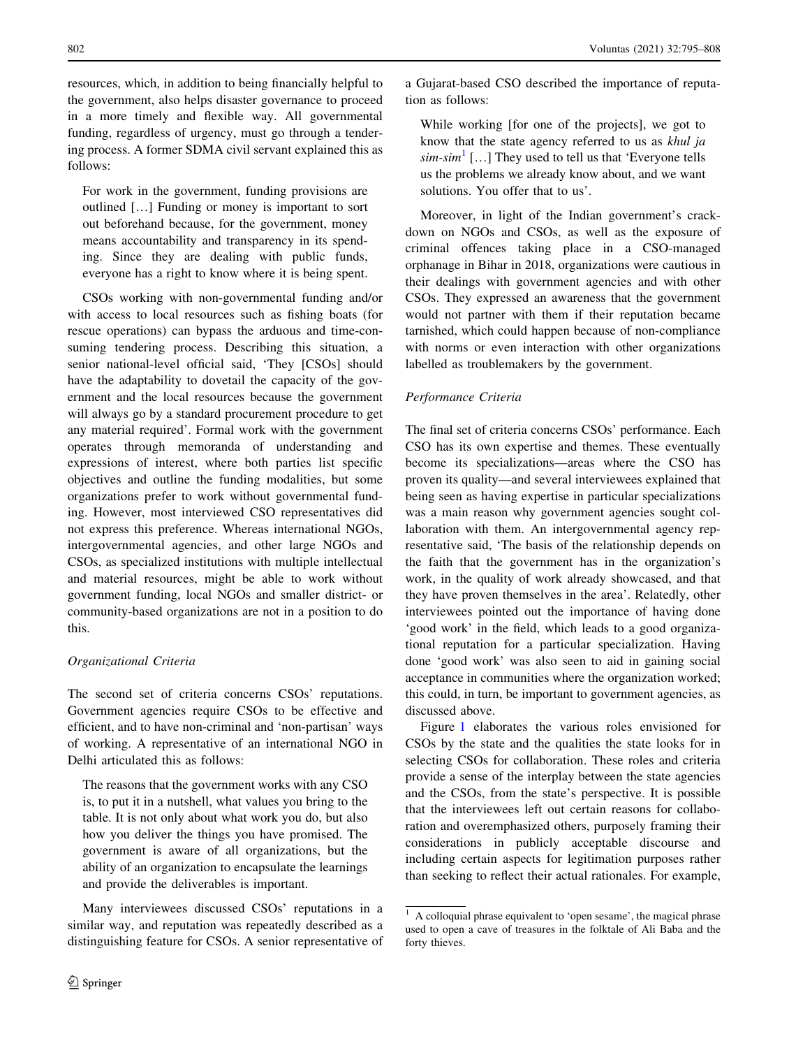resources, which, in addition to being financially helpful to the government, also helps disaster governance to proceed in a more timely and flexible way. All governmental funding, regardless of urgency, must go through a tendering process. A former SDMA civil servant explained this as follows:

> For work in the government, funding provisions are outlined […] Funding or money is important to sort out beforehand because, for the government, money means accountability and transparency in its spending. Since they are dealing with public funds, everyone has a right to know where it is being spent.

CSOs working with non-governmental funding and/or with access to local resources such as fishing boats (for rescue operations) can bypass the arduous and time-consuming tendering process. Describing this situation, a senior national-level official said, 'They [CSOs] should have the adaptability to dovetail the capacity of the government and the local resources because the government will always go by a standard procurement procedure to get any material required'. Formal work with the government operates through memoranda of understanding and expressions of interest, where both parties list specific objectives and outline the funding modalities, but some organizations prefer to work without governmental funding. However, most interviewed CSO representatives did not express this preference. Whereas international NGOs, intergovernmental agencies, and other large NGOs and CSOs, as specialized institutions with multiple intellectual and material resources, might be able to work without government funding, local NGOs and smaller district- or community-based organizations are not in a position to do this.

### *Organizational Criteria*

The second set of criteria concerns CSOs' reputations. Government agencies require CSOs to be effective and efficient, and to have non-criminal and 'non-partisan' ways of working. A representative of an international NGO in Delhi articulated this as follows:

> The reasons that the government works with any CSO is, to put it in a nutshell, what values you bring to the table. It is not only about what work you do, but also how you deliver the things you have promised. The government is aware of all organizations, but the ability of an organization to encapsulate the learnings and provide the deliverables is important.

Many interviewees discussed CSOs' reputations in a similar way, and reputation was repeatedly described as a distinguishing feature for CSOs. A senior representative of a Gujarat-based CSO described the importance of reputation as follows:

> While working [for one of the projects], we got to know that the state agency referred to us as *khul ja sim-sim*[1] […] They used to tell us that 'Everyone tells us the problems we already know about, and we want solutions. You offer that to us'.

Moreover, in light of the Indian government's crackdown on NGOs and CSOs, as well as the exposure of criminal offences taking place in a CSO-managed orphanage in Bihar in 2018, organizations were cautious in their dealings with government agencies and with other CSOs. They expressed an awareness that the government would not partner with them if their reputation became tarnished, which could happen because of non-compliance with norms or even interaction with other organizations labelled as troublemakers by the government.

### *Performance Criteria*

The final set of criteria concerns CSOs' performance. Each CSO has its own expertise and themes. These eventually become its specializations—areas where the CSO has proven its quality—and several interviewees explained that being seen as having expertise in particular specializations was a main reason why government agencies sought collaboration with them. An intergovernmental agency representative said, 'The basis of the relationship depends on the faith that the government has in the organization's work, in the quality of work already showcased, and that they have proven themselves in the area'. Relatedly, other interviewees pointed out the importance of having done 'good work' in the field, which leads to a good organizational reputation for a particular specialization. Having done 'good work' was also seen to aid in gaining social acceptance in communities where the organization worked; this could, in turn, be important to government agencies, as discussed above.

Figure 1 elaborates the various roles envisioned for CSOs by the state and the qualities the state looks for in selecting CSOs for collaboration. These roles and criteria provide a sense of the interplay between the state agencies and the CSOs, from the state's perspective. It is possible that the interviewees left out certain reasons for collaboration and overemphasized others, purposely framing their considerations in publicly acceptable discourse and including certain aspects for legitimation purposes rather than seeking to reflect their actual rationales. For example,

[1] A colloquial phrase equivalent to 'open sesame', the magical phrase used to open a cave of treasures in the folktale of Ali Baba and the forty thieves.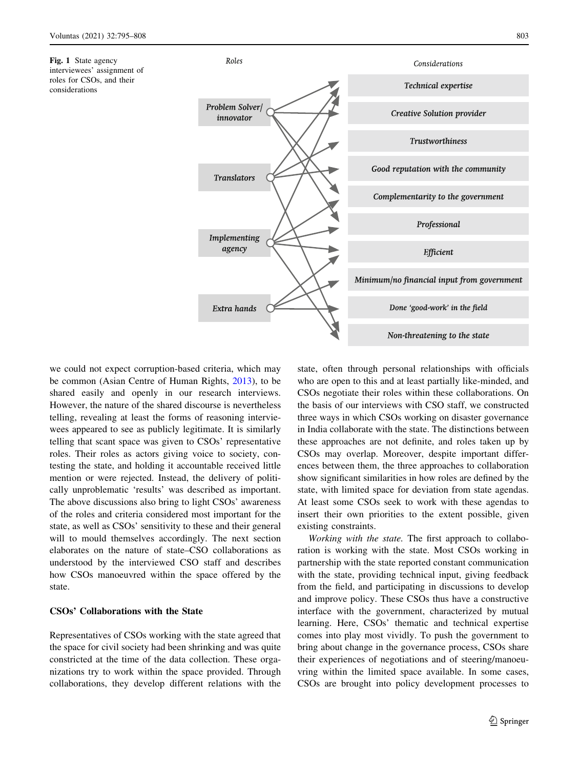Fig. 1 State agency interviewees' assignment of roles for CSOs, and their considerations

Roles

Problem Solver/ innovator

Translators

Implementing agency

Extra hands

Considerations

Technical expertise

Creative Solution provider

Trustworthiness

Good reputation with the community

Complementarity to the government

Professional

Efficient

Minimum/no financial input from government

Done 'good-work' in the field

Non-threatening to the state

we could not expect corruption-based criteria, which may be common (Asian Centre of Human Rights, 2013), to be shared easily and openly in our research interviews. However, the nature of the shared discourse is nevertheless telling, revealing at least the forms of reasoning interviewees appeared to see as publicly legitimate. It is similarly telling that scant space was given to CSOs' representative roles. Their roles as actors giving voice to society, contesting the state, and holding it accountable received little mention or were rejected. Instead, the delivery of politically unproblematic 'results' was described as important. The above discussions also bring to light CSOs' awareness of the roles and criteria considered most important for the state, as well as CSOs' sensitivity to these and their general will to mould themselves accordingly. The next section elaborates on the nature of state–CSO collaborations as understood by the interviewed CSO staff and describes how CSOs manoeuvred within the space offered by the state.

## CSOs' Collaborations with the State

Representatives of CSOs working with the state agreed that the space for civil society had been shrinking and was quite constricted at the time of the data collection. These organizations try to work within the space provided. Through collaborations, they develop different relations with the state, often through personal relationships with officials who are open to this and at least partially like-minded, and CSOs negotiate their roles within these collaborations. On the basis of our interviews with CSO staff, we constructed three ways in which CSOs working on disaster governance in India collaborate with the state. The distinctions between these approaches are not definite, and roles taken up by CSOs may overlap. Moreover, despite important differences between them, the three approaches to collaboration show significant similarities in how roles are defined by the state, with limited space for deviation from state agendas. At least some CSOs seek to work with these agendas to insert their own priorities to the extent possible, given existing constraints.

*Working with the state.* The first approach to collaboration is working with the state. Most CSOs working in partnership with the state reported constant communication with the state, providing technical input, giving feedback from the field, and participating in discussions to develop and improve policy. These CSOs thus have a constructive interface with the government, characterized by mutual learning. Here, CSOs' thematic and technical expertise comes into play most vividly. To push the government to bring about change in the governance process, CSOs share their experiences of negotiations and of steering/manoeuvring within the limited space available. In some cases, CSOs are brought into policy development processes to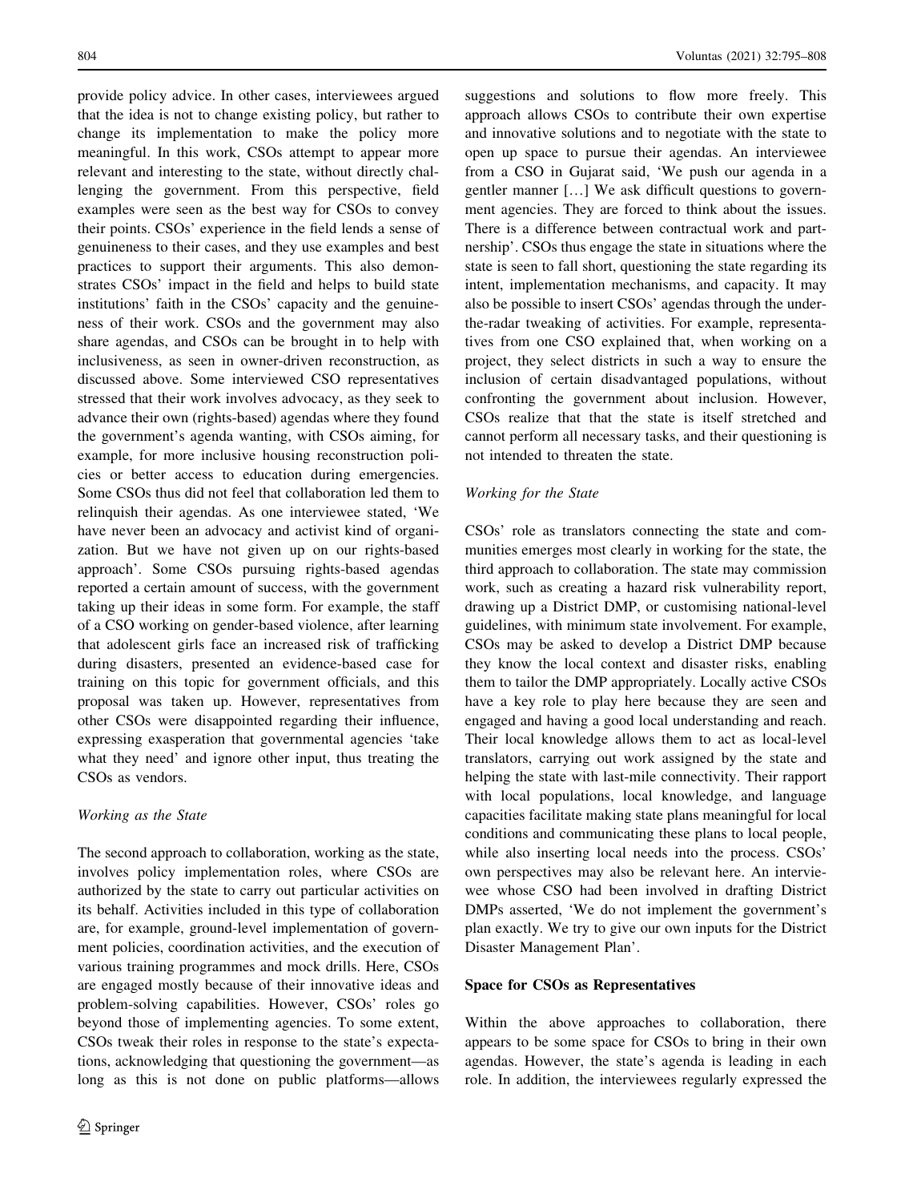provide policy advice. In other cases, interviewees argued that the idea is not to change existing policy, but rather to change its implementation to make the policy more meaningful. In this work, CSOs attempt to appear more relevant and interesting to the state, without directly challenging the government. From this perspective, field examples were seen as the best way for CSOs to convey their points. CSOs' experience in the field lends a sense of genuineness to their cases, and they use examples and best practices to support their arguments. This also demonstrates CSOs' impact in the field and helps to build state institutions' faith in the CSOs' capacity and the genuineness of their work. CSOs and the government may also share agendas, and CSOs can be brought in to help with inclusiveness, as seen in owner-driven reconstruction, as discussed above. Some interviewed CSO representatives stressed that their work involves advocacy, as they seek to advance their own (rights-based) agendas where they found the government's agenda wanting, with CSOs aiming, for example, for more inclusive housing reconstruction policies or better access to education during emergencies. Some CSOs thus did not feel that collaboration led them to relinquish their agendas. As one interviewee stated, 'We have never been an advocacy and activist kind of organization. But we have not given up on our rights-based approach'. Some CSOs pursuing rights-based agendas reported a certain amount of success, with the government taking up their ideas in some form. For example, the staff of a CSO working on gender-based violence, after learning that adolescent girls face an increased risk of trafficking during disasters, presented an evidence-based case for training on this topic for government officials, and this proposal was taken up. However, representatives from other CSOs were disappointed regarding their influence, expressing exasperation that governmental agencies 'take what they need' and ignore other input, thus treating the CSOs as vendors.

*Working as the State*

The second approach to collaboration, working as the state, involves policy implementation roles, where CSOs are authorized by the state to carry out particular activities on its behalf. Activities included in this type of collaboration are, for example, ground-level implementation of government policies, coordination activities, and the execution of various training programmes and mock drills. Here, CSOs are engaged mostly because of their innovative ideas and problem-solving capabilities. However, CSOs' roles go beyond those of implementing agencies. To some extent, CSOs tweak their roles in response to the state's expectations, acknowledging that questioning the government—as long as this is not done on public platforms—allows suggestions and solutions to flow more freely. This approach allows CSOs to contribute their own expertise and innovative solutions and to negotiate with the state to open up space to pursue their agendas. An interviewee from a CSO in Gujarat said, 'We push our agenda in a gentler manner […] We ask difficult questions to government agencies. They are forced to think about the issues. There is a difference between contractual work and partnership'. CSOs thus engage the state in situations where the state is seen to fall short, questioning the state regarding its intent, implementation mechanisms, and capacity. It may also be possible to insert CSOs' agendas through the under-the-radar tweaking of activities. For example, representatives from one CSO explained that, when working on a project, they select districts in such a way to ensure the inclusion of certain disadvantaged populations, without confronting the government about inclusion. However, CSOs realize that that the state is itself stretched and cannot perform all necessary tasks, and their questioning is not intended to threaten the state.

*Working for the State*

CSOs' role as translators connecting the state and communities emerges most clearly in working for the state, the third approach to collaboration. The state may commission work, such as creating a hazard risk vulnerability report, drawing up a District DMP, or customising national-level guidelines, with minimum state involvement. For example, CSOs may be asked to develop a District DMP because they know the local context and disaster risks, enabling them to tailor the DMP appropriately. Locally active CSOs have a key role to play here because they are seen and engaged and having a good local understanding and reach. Their local knowledge allows them to act as local-level translators, carrying out work assigned by the state and helping the state with last-mile connectivity. Their rapport with local populations, local knowledge, and language capacities facilitate making state plans meaningful for local conditions and communicating these plans to local people, while also inserting local needs into the process. CSOs' own perspectives may also be relevant here. An interviewee whose CSO had been involved in drafting District DMPs asserted, 'We do not implement the government's plan exactly. We try to give our own inputs for the District Disaster Management Plan'.

**Space for CSOs as Representatives**

Within the above approaches to collaboration, there appears to be some space for CSOs to bring in their own agendas. However, the state's agenda is leading in each role. In addition, the interviewees regularly expressed the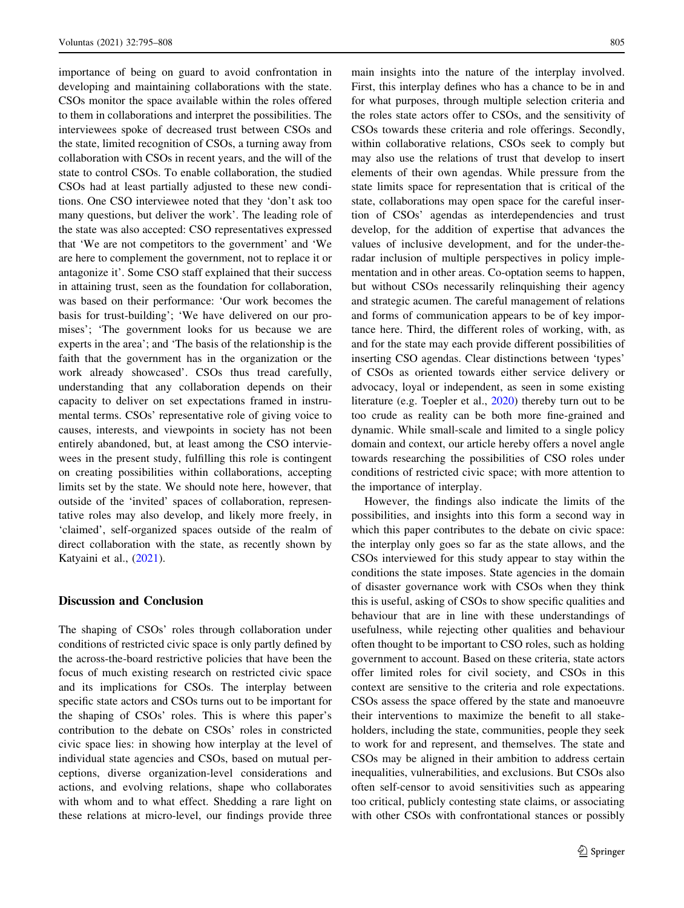importance of being on guard to avoid confrontation in developing and maintaining collaborations with the state. CSOs monitor the space available within the roles offered to them in collaborations and interpret the possibilities. The interviewees spoke of decreased trust between CSOs and the state, limited recognition of CSOs, a turning away from collaboration with CSOs in recent years, and the will of the state to control CSOs. To enable collaboration, the studied CSOs had at least partially adjusted to these new conditions. One CSO interviewee noted that they 'don't ask too many questions, but deliver the work'. The leading role of the state was also accepted: CSO representatives expressed that 'We are not competitors to the government' and 'We are here to complement the government, not to replace it or antagonize it'. Some CSO staff explained that their success in attaining trust, seen as the foundation for collaboration, was based on their performance: 'Our work becomes the basis for trust-building'; 'We have delivered on our promises'; 'The government looks for us because we are experts in the area'; and 'The basis of the relationship is the faith that the government has in the organization or the work already showcased'. CSOs thus tread carefully, understanding that any collaboration depends on their capacity to deliver on set expectations framed in instrumental terms. CSOs' representative role of giving voice to causes, interests, and viewpoints in society has not been entirely abandoned, but, at least among the CSO interviewees in the present study, fulfilling this role is contingent on creating possibilities within collaborations, accepting limits set by the state. We should note here, however, that outside of the 'invited' spaces of collaboration, representative roles may also develop, and likely more freely, in 'claimed', self-organized spaces outside of the realm of direct collaboration with the state, as recently shown by Katyaini et al., (2021).

## Discussion and Conclusion

The shaping of CSOs' roles through collaboration under conditions of restricted civic space is only partly defined by the across-the-board restrictive policies that have been the focus of much existing research on restricted civic space and its implications for CSOs. The interplay between specific state actors and CSOs turns out to be important for the shaping of CSOs' roles. This is where this paper's contribution to the debate on CSOs' roles in constricted civic space lies: in showing how interplay at the level of individual state agencies and CSOs, based on mutual perceptions, diverse organization-level considerations and actions, and evolving relations, shape who collaborates with whom and to what effect. Shedding a rare light on these relations at micro-level, our findings provide three main insights into the nature of the interplay involved. First, this interplay defines who has a chance to be in and for what purposes, through multiple selection criteria and the roles state actors offer to CSOs, and the sensitivity of CSOs towards these criteria and role offerings. Secondly, within collaborative relations, CSOs seek to comply but may also use the relations of trust that develop to insert elements of their own agendas. While pressure from the state limits space for representation that is critical of the state, collaborations may open space for the careful insertion of CSOs' agendas as interdependencies and trust develop, for the addition of expertise that advances the values of inclusive development, and for the under-the-radar inclusion of multiple perspectives in policy implementation and in other areas. Co-optation seems to happen, but without CSOs necessarily relinquishing their agency and strategic acumen. The careful management of relations and forms of communication appears to be of key importance here. Third, the different roles of working, with, as and for the state may each provide different possibilities of inserting CSO agendas. Clear distinctions between 'types' of CSOs as oriented towards either service delivery or advocacy, loyal or independent, as seen in some existing literature (e.g. Toepler et al., 2020) thereby turn out to be too crude as reality can be both more fine-grained and dynamic. While small-scale and limited to a single policy domain and context, our article hereby offers a novel angle towards researching the possibilities of CSO roles under conditions of restricted civic space; with more attention to the importance of interplay.

However, the findings also indicate the limits of the possibilities, and insights into this form a second way in which this paper contributes to the debate on civic space: the interplay only goes so far as the state allows, and the CSOs interviewed for this study appear to stay within the conditions the state imposes. State agencies in the domain of disaster governance work with CSOs when they think this is useful, asking of CSOs to show specific qualities and behaviour that are in line with these understandings of usefulness, while rejecting other qualities and behaviour often thought to be important to CSO roles, such as holding government to account. Based on these criteria, state actors offer limited roles for civil society, and CSOs in this context are sensitive to the criteria and role expectations. CSOs assess the space offered by the state and manoeuvre their interventions to maximize the benefit to all stakeholders, including the state, communities, people they seek to work for and represent, and themselves. The state and CSOs may be aligned in their ambition to address certain inequalities, vulnerabilities, and exclusions. But CSOs also often self-censor to avoid sensitivities such as appearing too critical, publicly contesting state claims, or associating with other CSOs with confrontational stances or possibly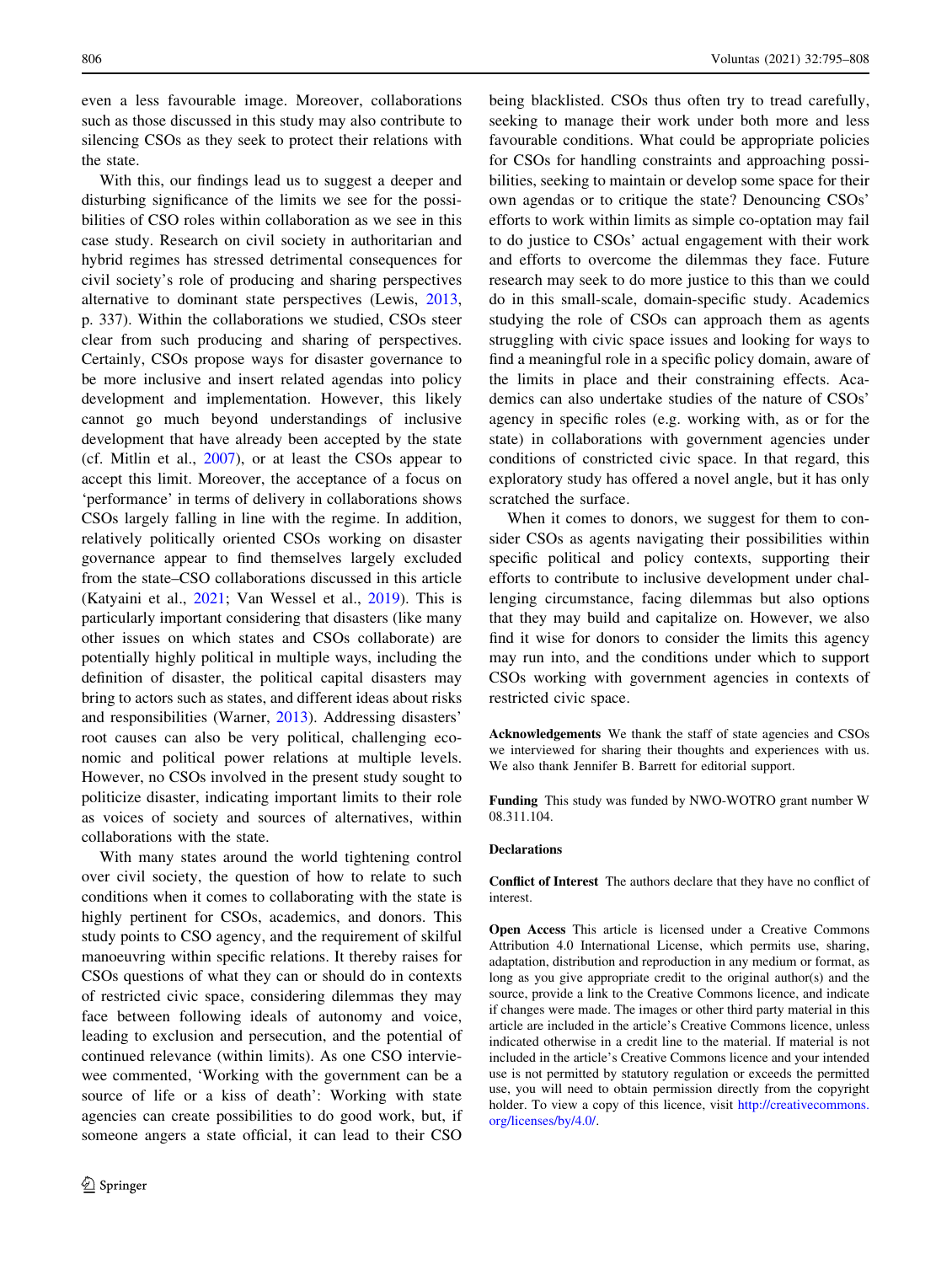even a less favourable image. Moreover, collaborations such as those discussed in this study may also contribute to silencing CSOs as they seek to protect their relations with the state.

With this, our findings lead us to suggest a deeper and disturbing significance of the limits we see for the possibilities of CSO roles within collaboration as we see in this case study. Research on civil society in authoritarian and hybrid regimes has stressed detrimental consequences for civil society's role of producing and sharing perspectives alternative to dominant state perspectives (Lewis, 2013, p. 337). Within the collaborations we studied, CSOs steer clear from such producing and sharing of perspectives. Certainly, CSOs propose ways for disaster governance to be more inclusive and insert related agendas into policy development and implementation. However, this likely cannot go much beyond understandings of inclusive development that have already been accepted by the state (cf. Mitlin et al., 2007), or at least the CSOs appear to accept this limit. Moreover, the acceptance of a focus on 'performance' in terms of delivery in collaborations shows CSOs largely falling in line with the regime. In addition, relatively politically oriented CSOs working on disaster governance appear to find themselves largely excluded from the state–CSO collaborations discussed in this article (Katyaini et al., 2021; Van Wessel et al., 2019). This is particularly important considering that disasters (like many other issues on which states and CSOs collaborate) are potentially highly political in multiple ways, including the definition of disaster, the political capital disasters may bring to actors such as states, and different ideas about risks and responsibilities (Warner, 2013). Addressing disasters' root causes can also be very political, challenging economic and political power relations at multiple levels. However, no CSOs involved in the present study sought to politicize disaster, indicating important limits to their role as voices of society and sources of alternatives, within collaborations with the state.

With many states around the world tightening control over civil society, the question of how to relate to such conditions when it comes to collaborating with the state is highly pertinent for CSOs, academics, and donors. This study points to CSO agency, and the requirement of skilful manoeuvring within specific relations. It thereby raises for CSOs questions of what they can or should do in contexts of restricted civic space, considering dilemmas they may face between following ideals of autonomy and voice, leading to exclusion and persecution, and the potential of continued relevance (within limits). As one CSO interviewee commented, 'Working with the government can be a source of life or a kiss of death': Working with state agencies can create possibilities to do good work, but, if someone angers a state official, it can lead to their CSO being blacklisted. CSOs thus often try to tread carefully, seeking to manage their work under both more and less favourable conditions. What could be appropriate policies for CSOs for handling constraints and approaching possibilities, seeking to maintain or develop some space for their own agendas or to critique the state? Denouncing CSOs' efforts to work within limits as simple co-optation may fail to do justice to CSOs' actual engagement with their work and efforts to overcome the dilemmas they face. Future research may seek to do more justice to this than we could do in this small-scale, domain-specific study. Academics studying the role of CSOs can approach them as agents struggling with civic space issues and looking for ways to find a meaningful role in a specific policy domain, aware of the limits in place and their constraining effects. Academics can also undertake studies of the nature of CSOs' agency in specific roles (e.g. working with, as or for the state) in collaborations with government agencies under conditions of constricted civic space. In that regard, this exploratory study has offered a novel angle, but it has only scratched the surface.

When it comes to donors, we suggest for them to consider CSOs as agents navigating their possibilities within specific political and policy contexts, supporting their efforts to contribute to inclusive development under challenging circumstance, facing dilemmas but also options that they may build and capitalize on. However, we also find it wise for donors to consider the limits this agency may run into, and the conditions under which to support CSOs working with government agencies in contexts of restricted civic space.

**Acknowledgements** We thank the staff of state agencies and CSOs we interviewed for sharing their thoughts and experiences with us. We also thank Jennifer B. Barrett for editorial support.

**Funding** This study was funded by NWO-WOTRO grant number W 08.311.104.

**Declarations**

**Conflict of Interest** The authors declare that they have no conflict of interest.

**Open Access** This article is licensed under a Creative Commons Attribution 4.0 International License, which permits use, sharing, adaptation, distribution and reproduction in any medium or format, as long as you give appropriate credit to the original author(s) and the source, provide a link to the Creative Commons licence, and indicate if changes were made. The images or other third party material in this article are included in the article's Creative Commons licence, unless indicated otherwise in a credit line to the material. If material is not included in the article's Creative Commons licence and your intended use is not permitted by statutory regulation or exceeds the permitted use, you will need to obtain permission directly from the copyright holder. To view a copy of this licence, visit http://creativecommons.org/licenses/by/4.0/.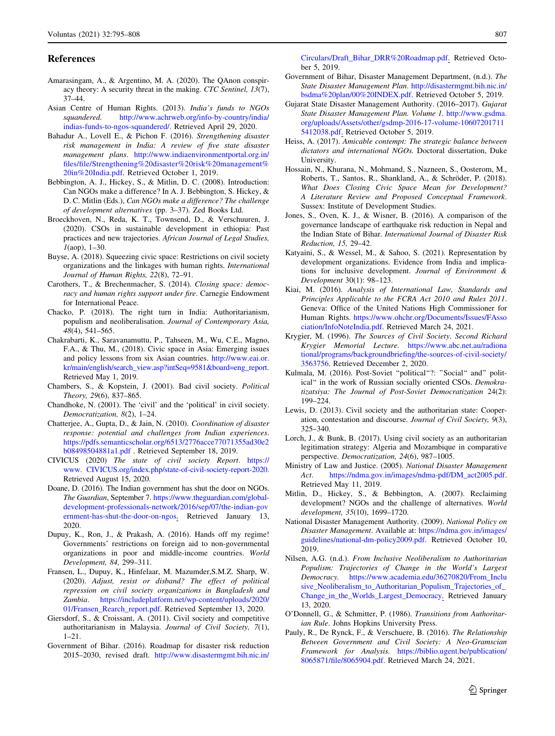## References

Amarasingam, A., & Argentino, M. A. (2020). The QAnon conspiracy theory: A security threat in the making. *CTC Sentinel, 13*(7), 37–44.

Asian Centre of Human Rights. (2013). *India's funds to NGOs squandered.* http://www.achrweb.org/info-by-country/india/indias-funds-to-ngos-squandered/. Retrieved April 29, 2020.

Bahadur A., Lovell E., & Pichon F. (2016). *Strengthening disaster risk management in India: A review of five state disaster management plans*. http://www.indiaenvironmentportal.org.in/files/file/Strengthening%20disaster%20risk%20management%20in%20India.pdf. Retrieved October 1, 2019.

Bebbington, A. J., Hickey, S., & Mitlin, D. C. (2008). Introduction: Can NGOs make a difference? In A. J. Bebbington, S. Hickey, & D. C. Mitlin (Eds.), *Can NGOs make a difference? The challenge of development alternatives* (pp. 3–37). Zed Books Ltd.

Broeckhoven, N., Reda, K. T., Townsend, D., & Verschuuren, J. (2020). CSOs in sustainable development in ethiopia: Past practices and new trajectories. *African Journal of Legal Studies, 1*(aop), 1–30.

Buyse, A. (2018). Squeezing civic space: Restrictions on civil society organizations and the linkages with human rights. *International Journal of Human Rights, 22*(8), 72–91.

Carothers, T., & Brechenmacher, S. (2014). *Closing space: democracy and human rights support under fire*. Carnegie Endowment for International Peace.

Chacko, P. (2018). The right turn in India: Authoritarianism, populism and neoliberalisation. *Journal of Contemporary Asia, 48*(4), 541–565.

Chakrabarti, K., Saravanamuttu, P., Tahseen, M., Wu, C.E., Magno, F.A., & Thu, M., (2018). Civic space in Asia: Emerging issues and policy lessons from six Asian countries. http://www.eai.or.kr/main/english/search_view.asp?intSeq=9581&board=eng_report. Retrieved May 1, 2019.

Chambers, S., & Kopstein, J. (2001). Bad civil society. *Political Theory, 29*(6), 837–865.

Chandhoke, N. (2001). The 'civil' and the 'political' in civil society. *Democratization, 8*(2), 1–24.

Chatterjee, A., Gupta, D., & Jain, N. (2010). *Coordination of disaster response: potential and challenges from Indian experiences*. https://pdfs.semanticscholar.org/6513/2776acce77071355ad30e2b08498504881a1.pdf . Retrieved September 18, 2019.

CIVICUS (2020) *The state of civil society Report*. https://www.CIVICUS.org/index.php/state-of-civil-society-report-2020. Retrieved August 15, 2020.

Doane, D. (2016). The Indian government has shut the door on NGOs. *The Guardian*, September 7. https://www.theguardian.com/global-development-professionals-network/2016/sep/07/the-indian-government-has-shut-the-door-on-ngos. Retrieved January 13, 2020.

Dupuy, K., Ron, J., & Prakash, A. (2016). Hands off my regime! Governments' restrictions on foreign aid to non-governmental organizations in poor and middle-income countries. *World Development, 84,* 299–311.

Fransen, L., Dupuy, K., Hinfelaar, M. Mazumder,S.M.Z. Sharp, W. (2020). *Adjust, resist or disband? The effect of political repression on civil society organizations in Bangladesh and Zambia*. https://includeplatform.net/wp-content/uploads/2020/01/Fransen_Rearch_report.pdf. Retrieved September 13, 2020.

Giersdorf, S., & Croissant, A. (2011). Civil society and competitive authoritarianism in Malaysia. *Journal of Civil Society, 7*(1), 1–21.

Government of Bihar. (2016). Roadmap for disaster risk reduction 2015–2030, revised draft. http://www.disastermgmt.bih.nic.in/Circulars/Draft_Bihar_DRR%20Roadmap.pdf. Retrieved October 5, 2019.

Government of Bihar, Disaster Management Department, (n.d.). *The State Disaster Management Plan*. http://disastermgmt.bih.nic.in/bsdma%20plan/00%20INDEX.pdf. Retrieved October 5, 2019.

Gujarat State Disaster Management Authority. (2016–2017). *Gujarat State Disaster Management Plan. Volume 1*. http://www.gsdma.org/uploads/Assets/other/gsdmp-2016-17-volume-106072017115412038.pdf. Retrieved October 5, 2019.

Heiss, A. (2017). *Amicable contempt: The strategic balance between dictators and international NGOs.* Doctoral dissertation, Duke University.

Hossain, N., Khurana, N., Mohmand, S., Nazneen, S., Oosterom, M., Roberts, T., Santos, R., Shankland, A., & Schröder, P. (2018). *What Does Closing Civic Space Mean for Development? A Literature Review and Proposed Conceptual Framework*. Sussex: Institute of Development Studies.

Jones, S., Oven, K. J., & Wisner, B. (2016). A comparison of the governance landscape of earthquake risk reduction in Nepal and the Indian State of Bihar. *International Journal of Disaster Risk Reduction, 15,* 29–42.

Katyaini, S., & Wessel, M., & Sahoo, S. (2021). Representation by development organizations. Evidence from India and implications for inclusive development. *Journal of Environment & Development* 30(1): 98–123.

Kiai, M. (2016). *Analysis of International Law, Standards and Principles Applicable to the FCRA Act 2010 and Rules 2011*. Geneva: Office of the United Nations High Commissioner for Human Rights. https://www.ohchr.org/Documents/Issues/FAssociation/InfoNoteIndia.pdf. Retrieved March 24, 2021.

Krygier, M. (1996). *The Sources of Civil Society. Second Richard Krygier Memorial Lecture.* https://www.abc.net.au/radionational/programs/backgroundbriefing/the-sources-of-civil-society/3563756. Retrieved December 2, 2020.

Kulmala, M. (2016). Post-Soviet "political"?: "Social" and" political" in the work of Russian socially oriented CSOs. *Demokratizatsiya: The Journal of Post-Soviet Democratization* 24(2): 199–224.

Lewis, D. (2013). Civil society and the authoritarian state: Cooperation, contestation and discourse. *Journal of Civil Society, 9*(3), 325–340.

Lorch, J., & Bunk, B. (2017). Using civil society as an authoritarian legitimation strategy: Algeria and Mozambique in comparative perspective. *Democratization, 24*(6), 987–1005.

Ministry of Law and Justice. (2005). *National Disaster Management Act*. https://ndma.gov.in/images/ndma-pdf/DM_act2005.pdf. Retrieved May 11, 2019.

Mitlin, D., Hickey, S., & Bebbington, A. (2007). Reclaiming development? NGOs and the challenge of alternatives. *World development, 35*(10), 1699–1720.

National Disaster Management Authority. (2009). *National Policy on Disaster Management*. Available at: https://ndma.gov.in/images/guidelines/national-dm-policy2009.pdf. Retrieved October 10, 2019.

Nilsen, A.G. (n.d.). *From Inclusive Neoliberalism to Authoritarian Populism: Trajectories of Change in the World's Largest Democracy.* https://www.academia.edu/36270820/From_Inclusive_Neoliberalism_to_Authoritarian_Populism_Trajectories_of_Change_in_the_Worlds_Largest_Democracy. Retrieved January 13, 2020.

O'Donnell, G., & Schmitter, P. (1986). *Transitions from Authoritarian Rule*. Johns Hopkins University Press.

Pauly, R., De Rynck, F., & Verschuere, B. (2016). *The Relationship Between Government and Civil Society: A Neo-Gramscian Framework for Analysis.* https://biblio.ugent.be/publication/8065871/file/8065904.pdf. Retrieved March 24, 2021.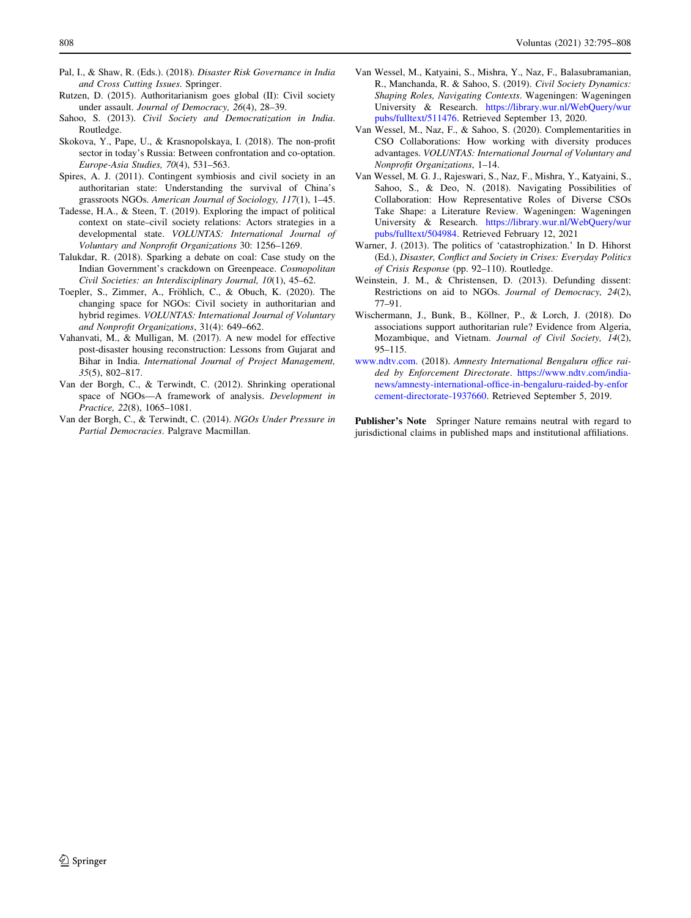Pal, I., & Shaw, R. (Eds.). (2018). *Disaster Risk Governance in India and Cross Cutting Issues*. Springer.

Rutzen, D. (2015). Authoritarianism goes global (II): Civil society under assault. *Journal of Democracy, 26*(4), 28–39.

Sahoo, S. (2013). *Civil Society and Democratization in India*. Routledge.

Skokova, Y., Pape, U., & Krasnopolskaya, I. (2018). The non-profit sector in today's Russia: Between confrontation and co-optation. *Europe-Asia Studies, 70*(4), 531–563.

Spires, A. J. (2011). Contingent symbiosis and civil society in an authoritarian state: Understanding the survival of China's grassroots NGOs. *American Journal of Sociology, 117*(1), 1–45.

Tadesse, H.A., & Steen, T. (2019). Exploring the impact of political context on state–civil society relations: Actors strategies in a developmental state. *VOLUNTAS: International Journal of Voluntary and Nonprofit Organizations* 30: 1256–1269.

Talukdar, R. (2018). Sparking a debate on coal: Case study on the Indian Government's crackdown on Greenpeace. *Cosmopolitan Civil Societies: an Interdisciplinary Journal, 10*(1), 45–62.

Toepler, S., Zimmer, A., Fröhlich, C., & Obuch, K. (2020). The changing space for NGOs: Civil society in authoritarian and hybrid regimes. *VOLUNTAS: International Journal of Voluntary and Nonprofit Organizations*, 31(4): 649–662.

Vahanvati, M., & Mulligan, M. (2017). A new model for effective post-disaster housing reconstruction: Lessons from Gujarat and Bihar in India. *International Journal of Project Management, 35*(5), 802–817.

Van der Borgh, C., & Terwindt, C. (2012). Shrinking operational space of NGOs—A framework of analysis. *Development in Practice, 22*(8), 1065–1081.

Van der Borgh, C., & Terwindt, C. (2014). *NGOs Under Pressure in Partial Democracies*. Palgrave Macmillan.

Van Wessel, M., Katyaini, S., Mishra, Y., Naz, F., Balasubramanian, R., Manchanda, R. & Sahoo, S. (2019). *Civil Society Dynamics: Shaping Roles, Navigating Contexts*. Wageningen: Wageningen University & Research. https://library.wur.nl/WebQuery/wurpubs/fulltext/511476. Retrieved September 13, 2020.

Van Wessel, M., Naz, F., & Sahoo, S. (2020). Complementarities in CSO Collaborations: How working with diversity produces advantages. *VOLUNTAS: International Journal of Voluntary and Nonprofit Organizations*, 1–14.

Van Wessel, M. G. J., Rajeswari, S., Naz, F., Mishra, Y., Katyaini, S., Sahoo, S., & Deo, N. (2018). Navigating Possibilities of Collaboration: How Representative Roles of Diverse CSOs Take Shape: a Literature Review. Wageningen: Wageningen University & Research. https://library.wur.nl/WebQuery/wurpubs/fulltext/504984. Retrieved February 12, 2021

Warner, J. (2013). The politics of 'catastrophization.' In D. Hihorst (Ed.), *Disaster, Conflict and Society in Crises: Everyday Politics of Crisis Response* (pp. 92–110). Routledge.

Weinstein, J. M., & Christensen, D. (2013). Defunding dissent: Restrictions on aid to NGOs. *Journal of Democracy, 24*(2), 77–91.

Wischermann, J., Bunk, B., Köllner, P., & Lorch, J. (2018). Do associations support authoritarian rule? Evidence from Algeria, Mozambique, and Vietnam. *Journal of Civil Society, 14*(2), 95–115.

www.ndtv.com. (2018). *Amnesty International Bengaluru office raided by Enforcement Directorate*. https://www.ndtv.com/india-news/amnesty-international-office-in-bengaluru-raided-by-enforcement-directorate-1937660. Retrieved September 5, 2019.

**Publisher's Note** Springer Nature remains neutral with regard to jurisdictional claims in published maps and institutional affiliations.